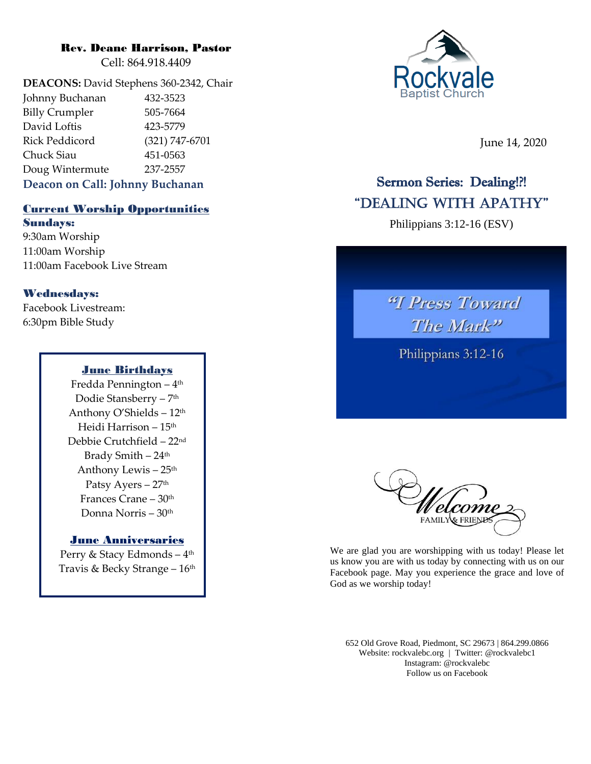**Rev. Deane Harrison, Pastor**
Cell: 864.918.4409

**DEACONS:** David Stephens 360-2342, Chair

| | |
|---|---|
| Johnny Buchanan | 432-3523 |
| Billy Crumpler | 505-7664 |
| David Loftis | 423-5779 |
| Rick Peddicord | (321) 747-6701 |
| Chuck Siau | 451-0563 |
| Doug Wintermute | 237-2557 |

**Deacon on Call: Johnny Buchanan**

## Current Worship Opportunities

**Sundays:**
9:30am Worship
11:00am Worship
11:00am Facebook Live Stream

**Wednesdays:**
Facebook Livestream:
6:30pm Bible Study

### June Birthdays

Fredda Pennington – 4th
Dodie Stansberry – 7th
Anthony O'Shields – 12th
Heidi Harrison – 15th
Debbie Crutchfield – 22nd
Brady Smith – 24th
Anthony Lewis – 25th
Patsy Ayers – 27th
Frances Crane – 30th
Donna Norris – 30th

### June Anniversaries

Perry & Stacy Edmonds – 4th
Travis & Becky Strange – 16th

# Rockvale Baptist Church

June 14, 2020

## Sermon Series: Dealing!?!
## "DEALING WITH APATHY"

Philippians 3:12-16 (ESV)

*"I Press Toward The Mark"*
Philippians 3:12-16

Welcome
FAMILY & FRIENDS

We are glad you are worshipping with us today! Please let us know you are with us today by connecting with us on our Facebook page. May you experience the grace and love of God as we worship today!

652 Old Grove Road, Piedmont, SC 29673 | 864.299.0866
Website: rockvalebc.org | Twitter: @rockvalebc1
Instagram: @rockvalebc
Follow us on Facebook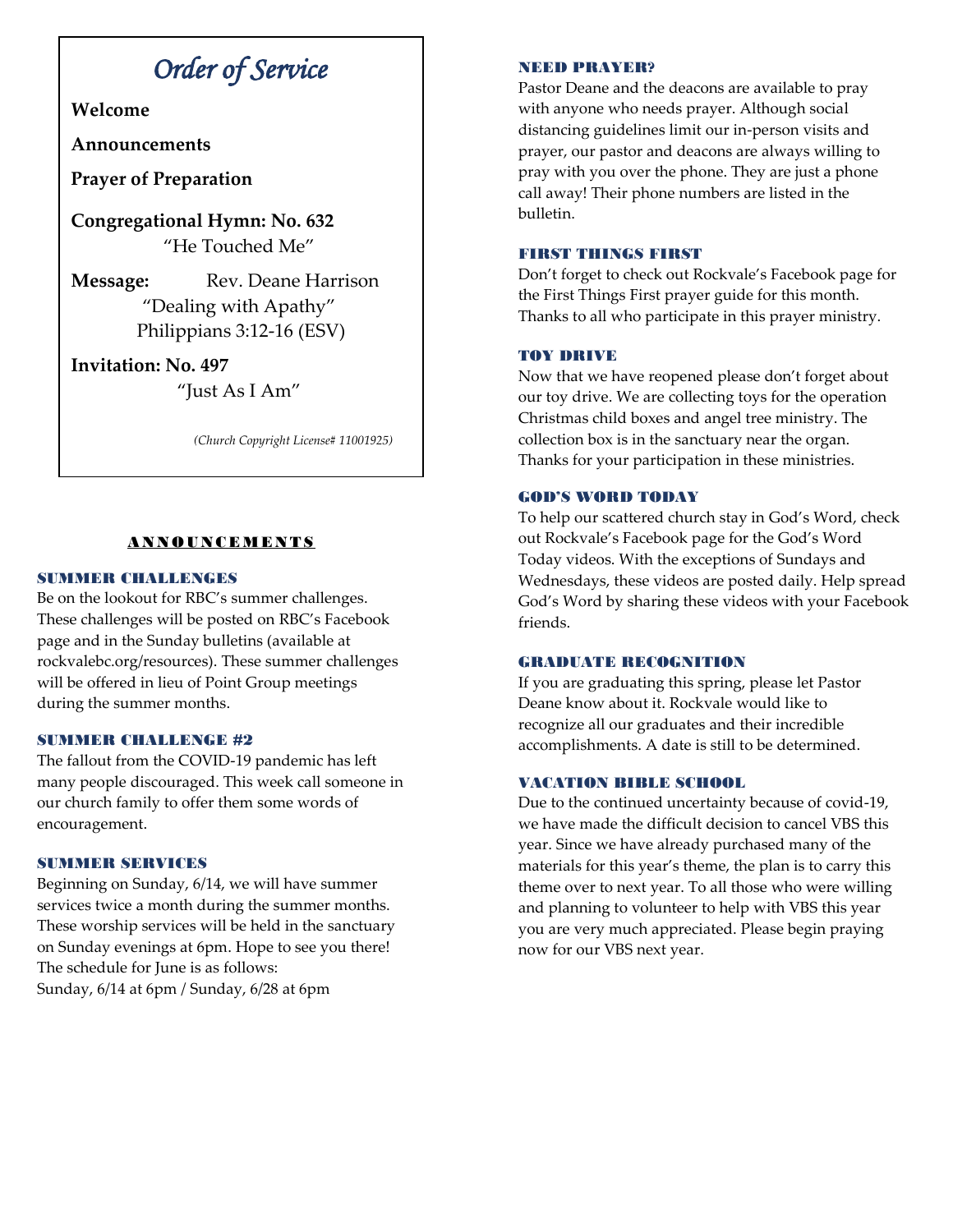# *Order of Service*

**Welcome**

**Announcements**

**Prayer of Preparation**

**Congregational Hymn: No. 632**
"He Touched Me"

**Message:** Rev. Deane Harrison
"Dealing with Apathy"
Philippians 3:12-16 (ESV)

**Invitation: No. 497**
"Just As I Am"

*(Church Copyright License# 11001925)*

## ANNOUNCEMENTS

### SUMMER CHALLENGES

Be on the lookout for RBC's summer challenges. These challenges will be posted on RBC's Facebook page and in the Sunday bulletins (available at rockvalebc.org/resources). These summer challenges will be offered in lieu of Point Group meetings during the summer months.

### SUMMER CHALLENGE #2

The fallout from the COVID-19 pandemic has left many people discouraged. This week call someone in our church family to offer them some words of encouragement.

### SUMMER SERVICES

Beginning on Sunday, 6/14, we will have summer services twice a month during the summer months. These worship services will be held in the sanctuary on Sunday evenings at 6pm. Hope to see you there! The schedule for June is as follows:
Sunday, 6/14 at 6pm / Sunday, 6/28 at 6pm

### NEED PRAYER?

Pastor Deane and the deacons are available to pray with anyone who needs prayer. Although social distancing guidelines limit our in-person visits and prayer, our pastor and deacons are always willing to pray with you over the phone. They are just a phone call away! Their phone numbers are listed in the bulletin.

### FIRST THINGS FIRST

Don't forget to check out Rockvale's Facebook page for the First Things First prayer guide for this month. Thanks to all who participate in this prayer ministry.

### TOY DRIVE

Now that we have reopened please don't forget about our toy drive. We are collecting toys for the operation Christmas child boxes and angel tree ministry. The collection box is in the sanctuary near the organ. Thanks for your participation in these ministries.

### GOD'S WORD TODAY

To help our scattered church stay in God's Word, check out Rockvale's Facebook page for the God's Word Today videos. With the exceptions of Sundays and Wednesdays, these videos are posted daily. Help spread God's Word by sharing these videos with your Facebook friends.

### GRADUATE RECOGNITION

If you are graduating this spring, please let Pastor Deane know about it. Rockvale would like to recognize all our graduates and their incredible accomplishments. A date is still to be determined.

### VACATION BIBLE SCHOOL

Due to the continued uncertainty because of covid-19, we have made the difficult decision to cancel VBS this year. Since we have already purchased many of the materials for this year's theme, the plan is to carry this theme over to next year. To all those who were willing and planning to volunteer to help with VBS this year you are very much appreciated. Please begin praying now for our VBS next year.